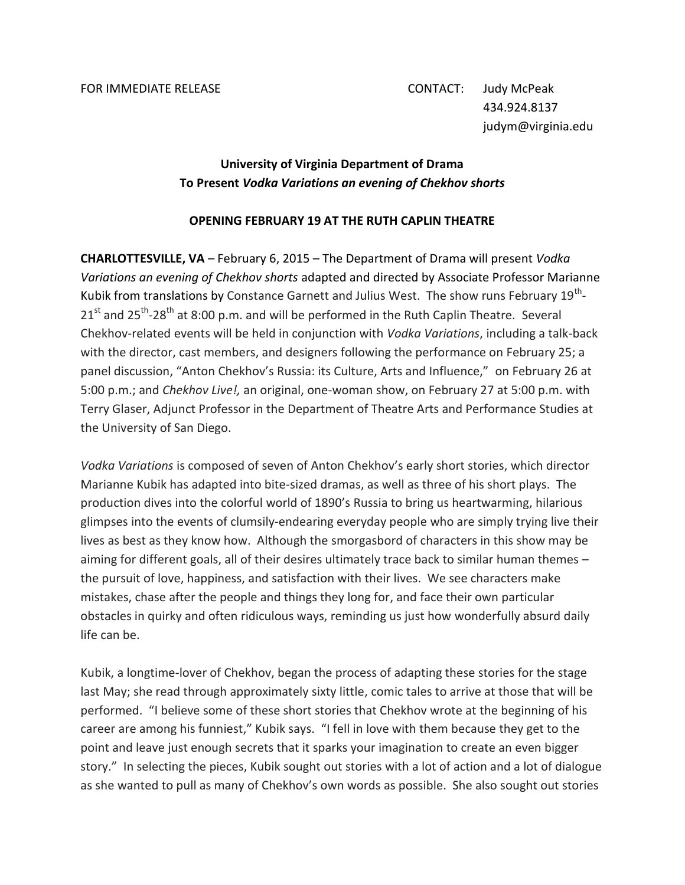FOR IMMEDIATE RELEASE

CONTACT: Judy McPeak
434.924.8137
judym@virginia.edu

**University of Virginia Department of Drama**
**To Present *Vodka Variations an evening of Chekhov shorts***

**OPENING FEBRUARY 19 AT THE RUTH CAPLIN THEATRE**

**CHARLOTTESVILLE, VA** – February 6, 2015 – The Department of Drama will present *Vodka Variations an evening of Chekhov shorts* adapted and directed by Associate Professor Marianne Kubik from translations by Constance Garnett and Julius West. The show runs February 19th-21st and 25th-28th at 8:00 p.m. and will be performed in the Ruth Caplin Theatre. Several Chekhov-related events will be held in conjunction with *Vodka Variations*, including a talk-back with the director, cast members, and designers following the performance on February 25; a panel discussion, "Anton Chekhov's Russia: its Culture, Arts and Influence," on February 26 at 5:00 p.m.; and *Chekhov Live!,* an original, one-woman show, on February 27 at 5:00 p.m. with Terry Glaser, Adjunct Professor in the Department of Theatre Arts and Performance Studies at the University of San Diego.

*Vodka Variations* is composed of seven of Anton Chekhov's early short stories, which director Marianne Kubik has adapted into bite-sized dramas, as well as three of his short plays. The production dives into the colorful world of 1890's Russia to bring us heartwarming, hilarious glimpses into the events of clumsily-endearing everyday people who are simply trying live their lives as best as they know how. Although the smorgasbord of characters in this show may be aiming for different goals, all of their desires ultimately trace back to similar human themes – the pursuit of love, happiness, and satisfaction with their lives. We see characters make mistakes, chase after the people and things they long for, and face their own particular obstacles in quirky and often ridiculous ways, reminding us just how wonderfully absurd daily life can be.

Kubik, a longtime-lover of Chekhov, began the process of adapting these stories for the stage last May; she read through approximately sixty little, comic tales to arrive at those that will be performed. "I believe some of these short stories that Chekhov wrote at the beginning of his career are among his funniest," Kubik says. "I fell in love with them because they get to the point and leave just enough secrets that it sparks your imagination to create an even bigger story." In selecting the pieces, Kubik sought out stories with a lot of action and a lot of dialogue as she wanted to pull as many of Chekhov's own words as possible. She also sought out stories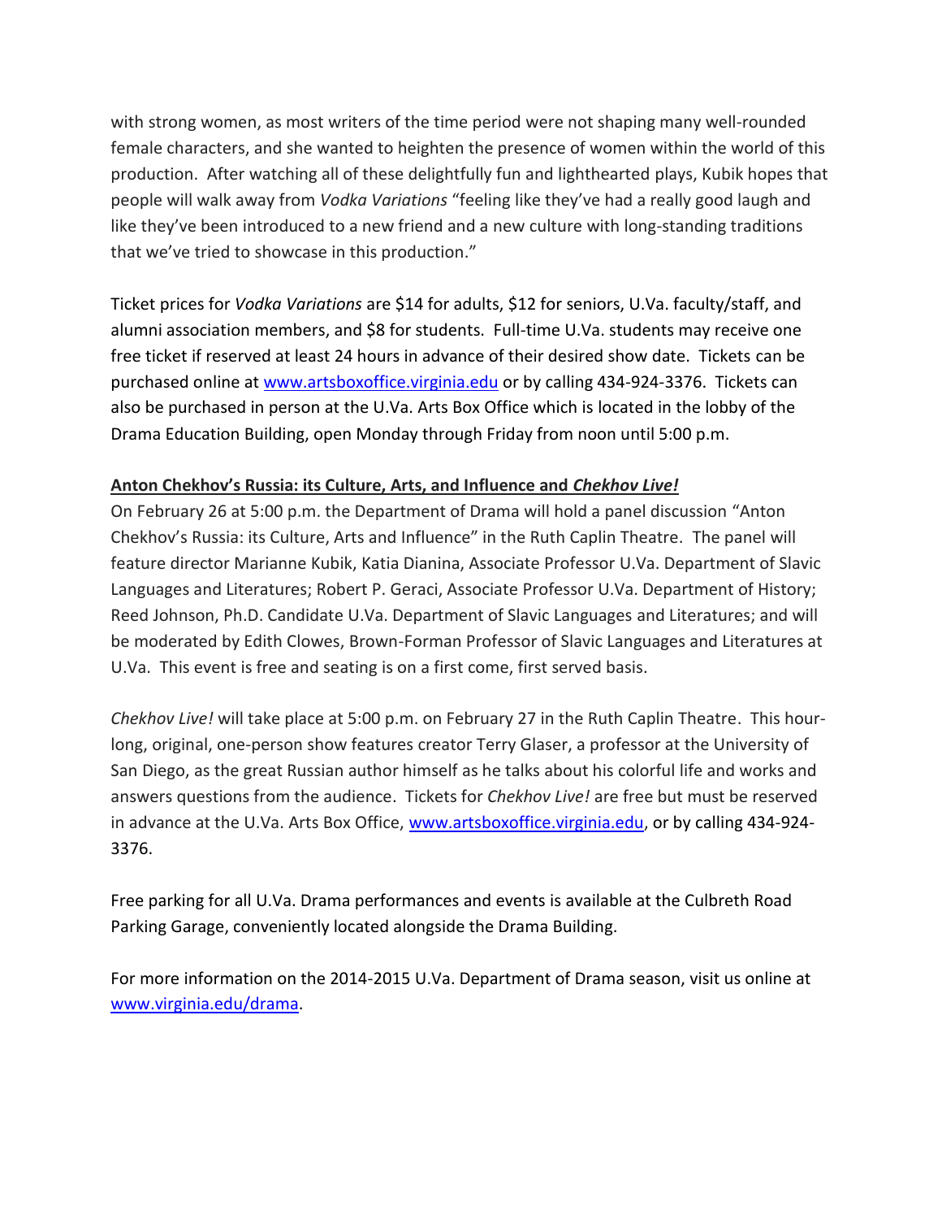with strong women, as most writers of the time period were not shaping many well-rounded female characters, and she wanted to heighten the presence of women within the world of this production. After watching all of these delightfully fun and lighthearted plays, Kubik hopes that people will walk away from *Vodka Variations* "feeling like they've had a really good laugh and like they've been introduced to a new friend and a new culture with long-standing traditions that we've tried to showcase in this production."

Ticket prices for *Vodka Variations* are $14 for adults, $12 for seniors, U.Va. faculty/staff, and alumni association members, and $8 for students. Full-time U.Va. students may receive one free ticket if reserved at least 24 hours in advance of their desired show date. Tickets can be purchased online at [www.artsboxoffice.virginia.edu](http://www.artsboxoffice.virginia.edu) or by calling 434-924-3376. Tickets can also be purchased in person at the U.Va. Arts Box Office which is located in the lobby of the Drama Education Building, open Monday through Friday from noon until 5:00 p.m.

**Anton Chekhov's Russia: its Culture, Arts, and Influence and *Chekhov Live!***

On February 26 at 5:00 p.m. the Department of Drama will hold a panel discussion "Anton Chekhov's Russia: its Culture, Arts and Influence" in the Ruth Caplin Theatre. The panel will feature director Marianne Kubik, Katia Dianina, Associate Professor U.Va. Department of Slavic Languages and Literatures; Robert P. Geraci, Associate Professor U.Va. Department of History; Reed Johnson, Ph.D. Candidate U.Va. Department of Slavic Languages and Literatures; and will be moderated by Edith Clowes, Brown-Forman Professor of Slavic Languages and Literatures at U.Va. This event is free and seating is on a first come, first served basis.

*Chekhov Live!* will take place at 5:00 p.m. on February 27 in the Ruth Caplin Theatre. This hour-long, original, one-person show features creator Terry Glaser, a professor at the University of San Diego, as the great Russian author himself as he talks about his colorful life and works and answers questions from the audience. Tickets for *Chekhov Live!* are free but must be reserved in advance at the U.Va. Arts Box Office, [www.artsboxoffice.virginia.edu](http://www.artsboxoffice.virginia.edu), or by calling 434-924-3376.

Free parking for all U.Va. Drama performances and events is available at the Culbreth Road Parking Garage, conveniently located alongside the Drama Building.

For more information on the 2014-2015 U.Va. Department of Drama season, visit us online at [www.virginia.edu/drama](http://www.virginia.edu/drama).